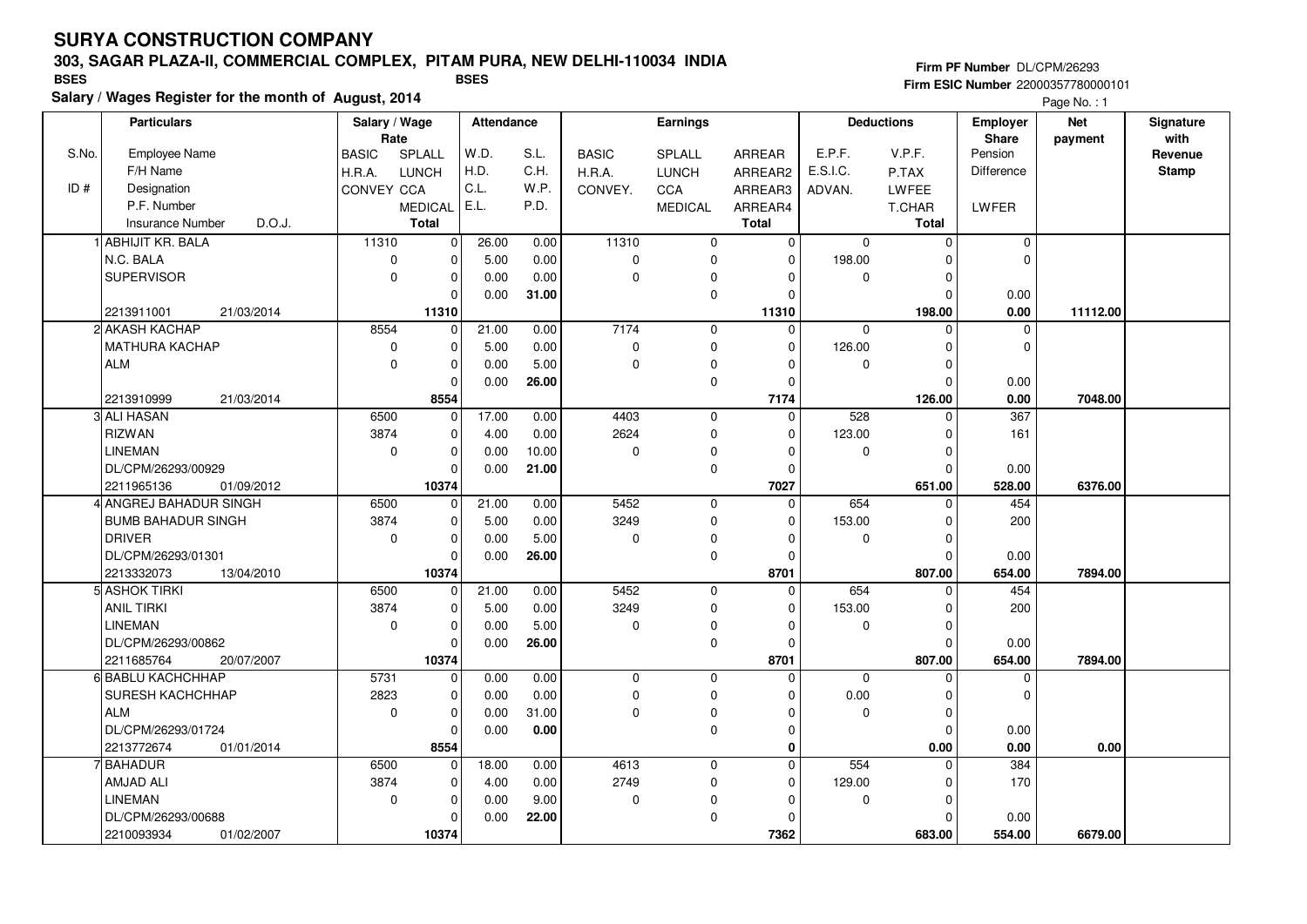# SURYA CONSTRUCTION COMPANY

## 303, SAGAR PLAZA-II, COMMERCIAL COMPLEX, PITAM PURA, NEW DELHI-110034 INDIA

BSES  BSES

**Salary / Wages Register for the month of August, 2014**

Firm PF Number DL/CPM/26293

Firm ESIC Number 22000357780000101

| S.No. / ID # | Particulars: Employee Name / F/H Name / Designation / P.F. Number / Insurance Number / D.O.J. | Salary / Wage Rate: BASIC / H.R.A. / CONVEY | SPLALL / LUNCH / CCA / MEDICAL / Total | Attendance: W.D. / H.D. / C.L. / E.L. | S.L. / C.H. / W.P. / P.D. | Earnings: BASIC / H.R.A. / CONVEY. | SPLALL / LUNCH / CCA / MEDICAL | ARREAR / ARREAR2 / ARREAR3 / ARREAR4 / Total | Deductions: E.P.F. / E.S.I.C. / ADVAN. | V.P.F. / P.TAX / LWFEE / T.CHAR / Total | Employer Share: Pension / Difference / LWFER | Net payment | Signature with Revenue Stamp |
|---|---|---|---|---|---|---|---|---|---|---|---|---|---|
| 1 | ABHIJIT KR. BALA<br>N.C. BALA<br>SUPERVISOR<br><br>2213911001 21/03/2014 | 11310<br>0<br>0 | 0<br>0<br>0<br>0<br>**11310** | 26.00<br>5.00<br>0.00<br>0.00 | 0.00<br>0.00<br>0.00<br>**31.00** | 11310<br>0<br>0 | 0<br>0<br>0<br>0 | 0<br>0<br>0<br>0<br>**11310** | 0<br>198.00<br>0 | 0<br>0<br>0<br>0<br>**198.00** | 0<br>0<br>0.00<br>**0.00** | **11112.00** | |
| 2 | AKASH KACHAP<br>MATHURA KACHAP<br>ALM<br><br>2213910999 21/03/2014 | 8554<br>0<br>0 | 0<br>0<br>0<br>0<br>**8554** | 21.00<br>5.00<br>0.00<br>0.00 | 0.00<br>0.00<br>5.00<br>**26.00** | 7174<br>0<br>0 | 0<br>0<br>0<br>0 | 0<br>0<br>0<br>0<br>**7174** | 0<br>126.00<br>0 | 0<br>0<br>0<br>0<br>**126.00** | 0<br>0<br>0.00<br>**0.00** | **7048.00** | |
| 3 | ALI HASAN<br>RIZWAN<br>LINEMAN<br>DL/CPM/26293/00929<br>2211965136 01/09/2012 | 6500<br>3874<br>0 | 0<br>0<br>0<br>0<br>**10374** | 17.00<br>4.00<br>0.00<br>0.00 | 0.00<br>0.00<br>10.00<br>**21.00** | 4403<br>2624<br>0 | 0<br>0<br>0<br>0 | 0<br>0<br>0<br>0<br>**7027** | 528<br>123.00<br>0 | 0<br>0<br>0<br>0<br>**651.00** | 367<br>161<br>0.00<br>**528.00** | **6376.00** | |
| 4 | ANGREJ BAHADUR SINGH<br>BUMB BAHADUR SINGH<br>DRIVER<br>DL/CPM/26293/01301<br>2213332073 13/04/2010 | 6500<br>3874<br>0 | 0<br>0<br>0<br>0<br>**10374** | 21.00<br>5.00<br>0.00<br>0.00 | 0.00<br>0.00<br>5.00<br>**26.00** | 5452<br>3249<br>0 | 0<br>0<br>0<br>0 | 0<br>0<br>0<br>0<br>**8701** | 654<br>153.00<br>0 | 0<br>0<br>0<br>0<br>**807.00** | 454<br>200<br>0.00<br>**654.00** | **7894.00** | |
| 5 | ASHOK TIRKI<br>ANIL TIRKI<br>LINEMAN<br>DL/CPM/26293/00862<br>2211685764 20/07/2007 | 6500<br>3874<br>0 | 0<br>0<br>0<br>0<br>**10374** | 21.00<br>5.00<br>0.00<br>0.00 | 0.00<br>0.00<br>5.00<br>**26.00** | 5452<br>3249<br>0 | 0<br>0<br>0<br>0 | 0<br>0<br>0<br>0<br>**8701** | 654<br>153.00<br>0 | 0<br>0<br>0<br>0<br>**807.00** | 454<br>200<br>0.00<br>**654.00** | **7894.00** | |
| 6 | BABLU KACHCHHAP<br>SURESH KACHCHHAP<br>ALM<br>DL/CPM/26293/01724<br>2213772674 01/01/2014 | 5731<br>2823<br>0 | 0<br>0<br>0<br>0<br>**8554** | 0.00<br>0.00<br>0.00<br>0.00 | 0.00<br>0.00<br>31.00<br>**0.00** | 0<br>0<br>0 | 0<br>0<br>0<br>0 | 0<br>0<br>0<br>0<br>**0** | 0<br>0.00<br>0 | 0<br>0<br>0<br>0<br>**0.00** | 0<br>0<br>0.00<br>**0.00** | **0.00** | |
| 7 | BAHADUR<br>AMJAD ALI<br>LINEMAN<br>DL/CPM/26293/00688<br>2210093934 01/02/2007 | 6500<br>3874<br>0 | 0<br>0<br>0<br>0<br>**10374** | 18.00<br>4.00<br>0.00<br>0.00 | 0.00<br>0.00<br>9.00<br>**22.00** | 4613<br>2749<br>0 | 0<br>0<br>0<br>0 | 0<br>0<br>0<br>0<br>**7362** | 554<br>129.00<br>0 | 0<br>0<br>0<br>0<br>**683.00** | 384<br>170<br>0.00<br>**554.00** | **6679.00** | |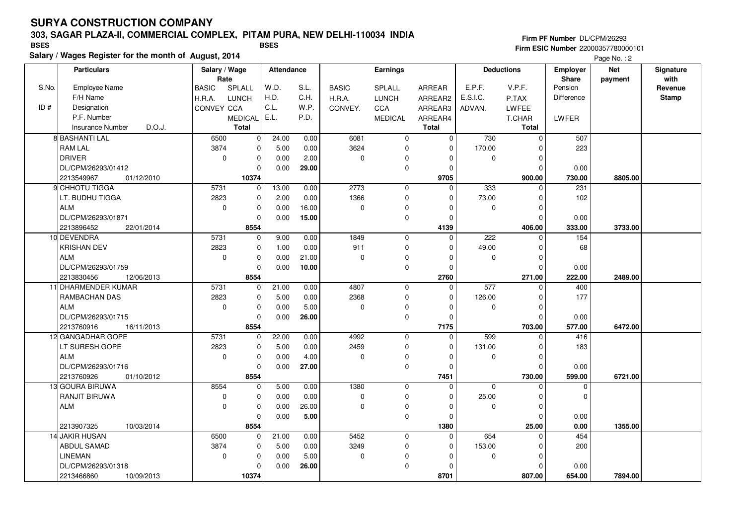# SURYA CONSTRUCTION COMPANY

## 303, SAGAR PLAZA-II, COMMERCIAL COMPLEX, PITAM PURA, NEW DELHI-110034 INDIA

BSES BSES

**Salary / Wages Register for the month of August, 2014**

Firm PF Number DL/CPM/26293
Firm ESIC Number 22000357780000101

| Particulars | Salary / Wage Rate | | Attendance | | Earnings | | | Deductions | | Employer Share | Net payment | Signature with Revenue Stamp |
|---|---|---|---|---|---|---|---|---|---|---|---|---|
| S.No. Employee Name / F/H Name / ID # Designation / P.F. Number / Insurance Number D.O.J. | BASIC / H.R.A. / CONVEY | SPLALL / LUNCH / CCA / MEDICAL / Total | W.D. / H.D. / C.L. / E.L. | S.L. / C.H. / W.P. / P.D. | BASIC / H.R.A. / CONVEY. | SPLALL / LUNCH / CCA / MEDICAL | ARREAR / ARREAR2 / ARREAR3 / ARREAR4 / Total | E.P.F. / E.S.I.C. / ADVAN. | V.P.F. / P.TAX / LWFEE / T.CHAR / Total | Pension / Difference / LWFER | | |
| 8 BASHANTI LAL | 6500 | 0 | 24.00 | 0.00 | 6081 | 0 | 0 | 730 | 0 | 507 | | |
| RAM LAL | 3874 | 0 | 5.00 | 0.00 | 3624 | 0 | 0 | 170.00 | 0 | 223 | | |
| DRIVER | 0 | 0 | 0.00 | 2.00 | 0 | 0 | 0 | 0 | 0 | | | |
| DL/CPM/26293/01412 | | 0 | 0.00 | 29.00 | | 0 | 0 | | 0 | 0.00 | | |
| 2213549967 01/12/2010 | | 10374 | | | | | 9705 | | 900.00 | 730.00 | 8805.00 | |
| 9 CHHOTU TIGGA | 5731 | 0 | 13.00 | 0.00 | 2773 | 0 | 0 | 333 | 0 | 231 | | |
| LT. BUDHU TIGGA | 2823 | 0 | 2.00 | 0.00 | 1366 | 0 | 0 | 73.00 | 0 | 102 | | |
| ALM | 0 | 0 | 0.00 | 16.00 | 0 | 0 | 0 | 0 | 0 | | | |
| DL/CPM/26293/01871 | | 0 | 0.00 | 15.00 | | 0 | 0 | | 0 | 0.00 | | |
| 2213896452 22/01/2014 | | 8554 | | | | | 4139 | | 406.00 | 333.00 | 3733.00 | |
| 10 DEVENDRA | 5731 | 0 | 9.00 | 0.00 | 1849 | 0 | 0 | 222 | 0 | 154 | | |
| KRISHAN DEV | 2823 | 0 | 1.00 | 0.00 | 911 | 0 | 0 | 49.00 | 0 | 68 | | |
| ALM | 0 | 0 | 0.00 | 21.00 | 0 | 0 | 0 | 0 | 0 | | | |
| DL/CPM/26293/01759 | | 0 | 0.00 | 10.00 | | 0 | 0 | | 0 | 0.00 | | |
| 2213830456 12/06/2013 | | 8554 | | | | | 2760 | | 271.00 | 222.00 | 2489.00 | |
| 11 DHARMENDER KUMAR | 5731 | 0 | 21.00 | 0.00 | 4807 | 0 | 0 | 577 | 0 | 400 | | |
| RAMBACHAN DAS | 2823 | 0 | 5.00 | 0.00 | 2368 | 0 | 0 | 126.00 | 0 | 177 | | |
| ALM | 0 | 0 | 0.00 | 5.00 | 0 | 0 | 0 | 0 | 0 | | | |
| DL/CPM/26293/01715 | | 0 | 0.00 | 26.00 | | 0 | 0 | | 0 | 0.00 | | |
| 2213760916 16/11/2013 | | 8554 | | | | | 7175 | | 703.00 | 577.00 | 6472.00 | |
| 12 GANGADHAR GOPE | 5731 | 0 | 22.00 | 0.00 | 4992 | 0 | 0 | 599 | 0 | 416 | | |
| LT SURESH GOPE | 2823 | 0 | 5.00 | 0.00 | 2459 | 0 | 0 | 131.00 | 0 | 183 | | |
| ALM | 0 | 0 | 0.00 | 4.00 | 0 | 0 | 0 | 0 | 0 | | | |
| DL/CPM/26293/01716 | | 0 | 0.00 | 27.00 | | 0 | 0 | | 0 | 0.00 | | |
| 2213760926 01/10/2012 | | 8554 | | | | | 7451 | | 730.00 | 599.00 | 6721.00 | |
| 13 GOURA BIRUWA | 8554 | 0 | 5.00 | 0.00 | 1380 | 0 | 0 | 0 | 0 | 0 | | |
| RANJIT BIRUWA | 0 | 0 | 0.00 | 0.00 | 0 | 0 | 0 | 25.00 | 0 | 0 | | |
| ALM | 0 | 0 | 0.00 | 26.00 | 0 | 0 | 0 | 0 | 0 | | | |
| | | 0 | 0.00 | 5.00 | | 0 | 0 | | 0 | 0.00 | | |
| 2213907325 10/03/2014 | | 8554 | | | | | 1380 | | 25.00 | 0.00 | 1355.00 | |
| 14 JAKIR HUSAN | 6500 | 0 | 21.00 | 0.00 | 5452 | 0 | 0 | 654 | 0 | 454 | | |
| ABDUL SAMAD | 3874 | 0 | 5.00 | 0.00 | 3249 | 0 | 0 | 153.00 | 0 | 200 | | |
| LINEMAN | 0 | 0 | 0.00 | 5.00 | 0 | 0 | 0 | 0 | 0 | | | |
| DL/CPM/26293/01318 | | 0 | 0.00 | 26.00 | | 0 | 0 | | 0 | 0.00 | | |
| 2213466860 10/09/2013 | | 10374 | | | | | 8701 | | 807.00 | 654.00 | 7894.00 | |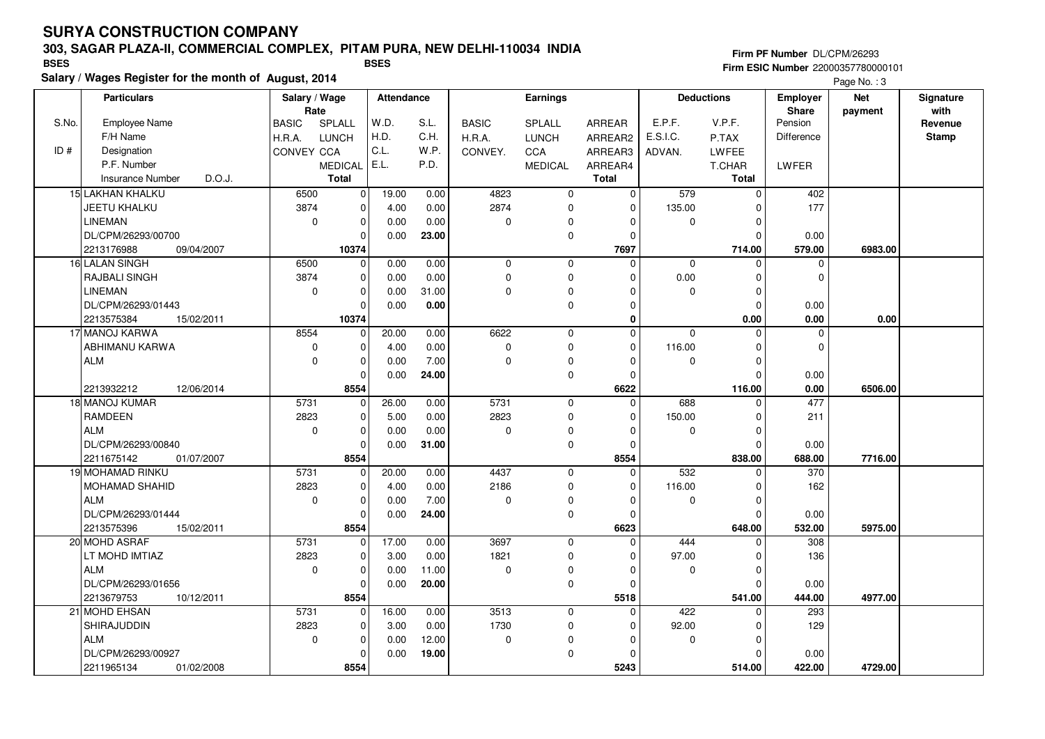# SURYA CONSTRUCTION COMPANY

## 303, SAGAR PLAZA-II, COMMERCIAL COMPLEX, PITAM PURA, NEW DELHI-110034 INDIA

BSES BSES

**Salary / Wages Register for the month of August, 2014**

Firm PF Number DL/CPM/26293
Firm ESIC Number 22000357780000101

| S.No. / ID # | Employee Name / F/H Name / Designation / P.F. Number / Insurance Number D.O.J. | BASIC / H.R.A. / CONVEY | SPLALL / LUNCH / CCA / MEDICAL / Total | W.D. / H.D. / C.L. / E.L. | S.L. / C.H. / W.P. / P.D. | BASIC / H.R.A. / CONVEY. | SPLALL / LUNCH / CCA / MEDICAL | ARREAR / ARREAR2 / ARREAR3 / ARREAR4 / Total | E.P.F. / E.S.I.C. / ADVAN. | V.P.F. / P.TAX / LWFEE / T.CHAR / Total | Employer Share: Pension / Difference / LWFER | Net payment | Signature with Revenue Stamp |
|---|---|---|---|---|---|---|---|---|---|---|---|---|---|
| 15 | LAKHAN KHALKU<br>JEETU KHALKU<br>LINEMAN<br>DL/CPM/26293/00700<br>2213176988 09/04/2007 | 6500<br>3874<br>0 | 0<br>0<br>0<br>0<br>10374 | 19.00<br>4.00<br>0.00<br>0.00 | 0.00<br>0.00<br>0.00<br>23.00 | 4823<br>2874<br>0 | 0<br>0<br>0<br>0 | 0<br>0<br>0<br>0<br>7697 | 579<br>135.00<br>0 | 0<br>0<br>0<br>0<br>714.00 | 402<br>177<br>0.00<br>579.00 | 6983.00 | |
| 16 | LALAN SINGH<br>RAJBALI SINGH<br>LINEMAN<br>DL/CPM/26293/01443<br>2213575384 15/02/2011 | 6500<br>3874<br>0 | 0<br>0<br>0<br>0<br>10374 | 0.00<br>0.00<br>0.00<br>0.00 | 0.00<br>0.00<br>31.00<br>0.00 | 0<br>0<br>0 | 0<br>0<br>0<br>0 | 0<br>0<br>0<br>0<br>0 | 0<br>0.00<br>0 | 0<br>0<br>0<br>0<br>0.00 | 0<br>0<br>0.00<br>0.00 | 0.00 | |
| 17 | MANOJ KARWA<br>ABHIMANU KARWA<br>ALM<br><br>2213932212 12/06/2014 | 8554<br>0<br>0 | 0<br>0<br>0<br>0<br>8554 | 20.00<br>4.00<br>0.00<br>0.00 | 0.00<br>0.00<br>7.00<br>24.00 | 6622<br>0<br>0 | 0<br>0<br>0<br>0 | 0<br>0<br>0<br>0<br>6622 | 0<br>116.00<br>0 | 0<br>0<br>0<br>0<br>116.00 | 0<br>0<br>0.00<br>0.00 | 6506.00 | |
| 18 | MANOJ KUMAR<br>RAMDEEN<br>ALM<br>DL/CPM/26293/00840<br>2211675142 01/07/2007 | 5731<br>2823<br>0 | 0<br>0<br>0<br>0<br>8554 | 26.00<br>5.00<br>0.00<br>0.00 | 0.00<br>0.00<br>0.00<br>31.00 | 5731<br>2823<br>0 | 0<br>0<br>0<br>0 | 0<br>0<br>0<br>0<br>8554 | 688<br>150.00<br>0 | 0<br>0<br>0<br>0<br>838.00 | 477<br>211<br>0.00<br>688.00 | 7716.00 | |
| 19 | MOHAMAD RINKU<br>MOHAMAD SHAHID<br>ALM<br>DL/CPM/26293/01444<br>2213575396 15/02/2011 | 5731<br>2823<br>0 | 0<br>0<br>0<br>0<br>8554 | 20.00<br>4.00<br>0.00<br>0.00 | 0.00<br>0.00<br>7.00<br>24.00 | 4437<br>2186<br>0 | 0<br>0<br>0<br>0 | 0<br>0<br>0<br>0<br>6623 | 532<br>116.00<br>0 | 0<br>0<br>0<br>0<br>648.00 | 370<br>162<br>0.00<br>532.00 | 5975.00 | |
| 20 | MOHD ASRAF<br>LT MOHD IMTIAZ<br>ALM<br>DL/CPM/26293/01656<br>2213679753 10/12/2011 | 5731<br>2823<br>0 | 0<br>0<br>0<br>0<br>8554 | 17.00<br>3.00<br>0.00<br>0.00 | 0.00<br>0.00<br>11.00<br>20.00 | 3697<br>1821<br>0 | 0<br>0<br>0<br>0 | 0<br>0<br>0<br>0<br>5518 | 444<br>97.00<br>0 | 0<br>0<br>0<br>0<br>541.00 | 308<br>136<br>0.00<br>444.00 | 4977.00 | |
| 21 | MOHD EHSAN<br>SHIRAJUDDIN<br>ALM<br>DL/CPM/26293/00927<br>2211965134 01/02/2008 | 5731<br>2823<br>0 | 0<br>0<br>0<br>0<br>8554 | 16.00<br>3.00<br>0.00<br>0.00 | 0.00<br>0.00<br>12.00<br>19.00 | 3513<br>1730<br>0 | 0<br>0<br>0<br>0 | 0<br>0<br>0<br>0<br>5243 | 422<br>92.00<br>0 | 0<br>0<br>0<br>0<br>514.00 | 293<br>129<br>0.00<br>422.00 | 4729.00 | |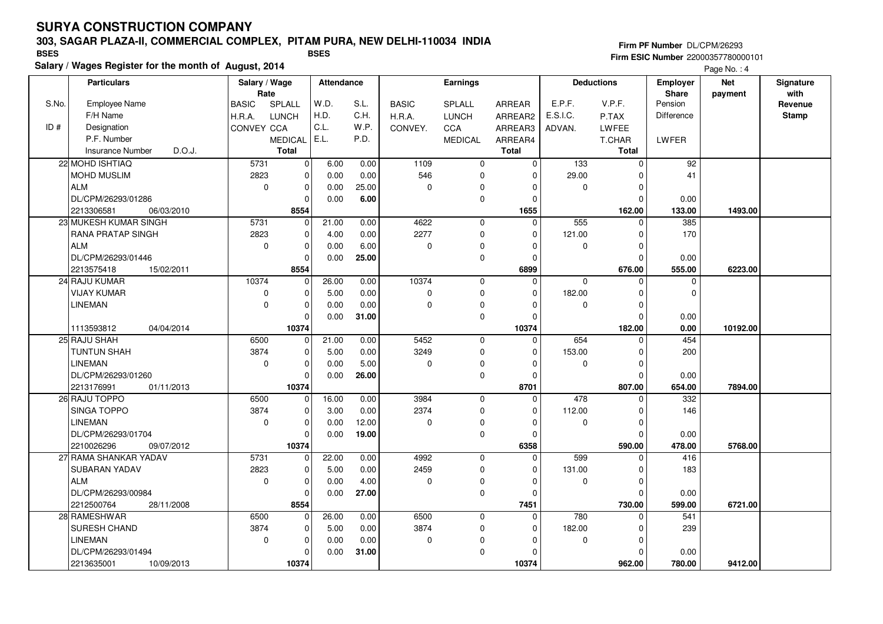# SURYA CONSTRUCTION COMPANY

## 303, SAGAR PLAZA-II, COMMERCIAL COMPLEX, PITAM PURA, NEW DELHI-110034 INDIA

BSES BSES

**Salary / Wages Register for the month of August, 2014**

Firm PF Number DL/CPM/26293
Firm ESIC Number 22000357780000101

| S.No. / ID # | Particulars (Employee Name / F/H Name / Designation / P.F. Number / Insurance Number, D.O.J.) | Salary / Wage Rate (BASIC / H.R.A. / CONVEY) | Salary / Wage Rate (SPLALL / LUNCH / CCA / MEDICAL / Total) | Attendance (W.D. / H.D. / C.L. / E.L.) | Attendance (S.L. / C.H. / W.P. / P.D.) | Earnings (BASIC / H.R.A. / CONVEY.) | Earnings (SPLALL / LUNCH / CCA / MEDICAL) | Earnings (ARREAR / ARREAR2 / ARREAR3 / ARREAR4 / Total) | Deductions (E.P.F. / E.S.I.C. / ADVAN.) | Deductions (V.P.F. / P.TAX / LWFEE / T.CHAR / Total) | Employer Share (Pension / Difference / LWFER) | Net payment | Signature with Revenue Stamp |
|---|---|---|---|---|---|---|---|---|---|---|---|---|---|
| 22 | MOHD ISHTIAQ / MOHD MUSLIM / ALM / DL/CPM/26293/01286 / 2213306581, 06/03/2010 | 5731 / 2823 / 0 | 0 / 0 / 0 / 0 / 8554 | 6.00 / 0.00 / 0.00 / 0.00 | 0.00 / 0.00 / 25.00 / 6.00 | 1109 / 546 / 0 | 0 / 0 / 0 / 0 | 0 / 0 / 0 / 0 / 1655 | 133 / 29.00 / 0 | 0 / 0 / 0 / 0 / 162.00 | 92 / 41 / 0.00 / 133.00 | 1493.00 | |
| 23 | MUKESH KUMAR SINGH / RANA PRATAP SINGH / ALM / DL/CPM/26293/01446 / 2213575418, 15/02/2011 | 5731 / 2823 / 0 | 0 / 0 / 0 / 0 / 8554 | 21.00 / 4.00 / 0.00 / 0.00 | 0.00 / 0.00 / 6.00 / 25.00 | 4622 / 2277 / 0 | 0 / 0 / 0 / 0 | 0 / 0 / 0 / 0 / 6899 | 555 / 121.00 / 0 | 0 / 0 / 0 / 0 / 676.00 | 385 / 170 / 0.00 / 555.00 | 6223.00 | |
| 24 | RAJU KUMAR / VIJAY KUMAR / LINEMAN / / 1113593812, 04/04/2014 | 10374 / 0 / 0 | 0 / 0 / 0 / 0 / 10374 | 26.00 / 5.00 / 0.00 / 0.00 | 0.00 / 0.00 / 0.00 / 31.00 | 10374 / 0 / 0 | 0 / 0 / 0 / 0 | 0 / 0 / 0 / 0 / 10374 | 0 / 182.00 / 0 | 0 / 0 / 0 / 0 / 182.00 | 0 / 0 / 0.00 / 0.00 | 10192.00 | |
| 25 | RAJU SHAH / TUNTUN SHAH / LINEMAN / DL/CPM/26293/01260 / 2213176991, 01/11/2013 | 6500 / 3874 / 0 | 0 / 0 / 0 / 0 / 10374 | 21.00 / 5.00 / 0.00 / 0.00 | 0.00 / 0.00 / 5.00 / 26.00 | 5452 / 3249 / 0 | 0 / 0 / 0 / 0 | 0 / 0 / 0 / 0 / 8701 | 654 / 153.00 / 0 | 0 / 0 / 0 / 0 / 807.00 | 454 / 200 / 0.00 / 654.00 | 7894.00 | |
| 26 | RAJU TOPPO / SINGA TOPPO / LINEMAN / DL/CPM/26293/01704 / 2210026296, 09/07/2012 | 6500 / 3874 / 0 | 0 / 0 / 0 / 0 / 10374 | 16.00 / 3.00 / 0.00 / 0.00 | 0.00 / 0.00 / 12.00 / 19.00 | 3984 / 2374 / 0 | 0 / 0 / 0 / 0 | 0 / 0 / 0 / 0 / 6358 | 478 / 112.00 / 0 | 0 / 0 / 0 / 0 / 590.00 | 332 / 146 / 0.00 / 478.00 | 5768.00 | |
| 27 | RAMA SHANKAR YADAV / SUBARAN YADAV / ALM / DL/CPM/26293/00984 / 2212500764, 28/11/2008 | 5731 / 2823 / 0 | 0 / 0 / 0 / 0 / 8554 | 22.00 / 5.00 / 0.00 / 0.00 | 0.00 / 0.00 / 4.00 / 27.00 | 4992 / 2459 / 0 | 0 / 0 / 0 / 0 | 0 / 0 / 0 / 0 / 7451 | 599 / 131.00 / 0 | 0 / 0 / 0 / 0 / 730.00 | 416 / 183 / 0.00 / 599.00 | 6721.00 | |
| 28 | RAMESHWAR / SURESH CHAND / LINEMAN / DL/CPM/26293/01494 / 2213635001, 10/09/2013 | 6500 / 3874 / 0 | 0 / 0 / 0 / 0 / 10374 | 26.00 / 5.00 / 0.00 / 0.00 | 0.00 / 0.00 / 0.00 / 31.00 | 6500 / 3874 / 0 | 0 / 0 / 0 / 0 | 0 / 0 / 0 / 0 / 10374 | 780 / 182.00 / 0 | 0 / 0 / 0 / 0 / 962.00 | 541 / 239 / 0.00 / 780.00 | 9412.00 | |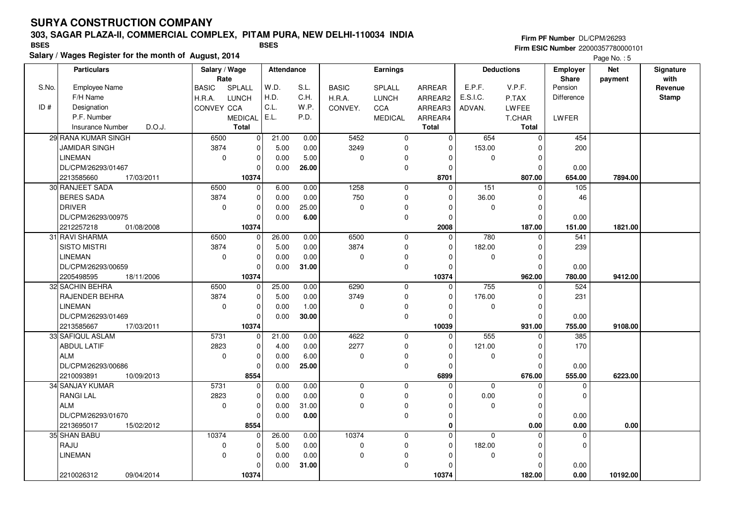# SURYA CONSTRUCTION COMPANY

**303, SAGAR PLAZA-II, COMMERCIAL COMPLEX, PITAM PURA, NEW DELHI-110034 INDIA**

BSES BSES

**Salary / Wages Register for the month of August, 2014**

**Firm PF Number** DL/CPM/26293
**Firm ESIC Number** 22000357780000101

| S.No. / ID # | Particulars (Employee Name / F/H Name / Designation / P.F. Number / Insurance Number / D.O.J.) | Salary / Wage Rate (BASIC / H.R.A. / CONVEY) | Salary / Wage Rate (SPLALL / LUNCH / CCA / MEDICAL / Total) | Attendance (W.D. / H.D. / C.L. / E.L.) | Attendance (S.L. / C.H. / W.P. / P.D.) | Earnings (BASIC / H.R.A. / CONVEY.) | Earnings (SPLALL / LUNCH / CCA / MEDICAL) | Earnings (ARREAR / ARREAR2 / ARREAR3 / ARREAR4 / Total) | Deductions (E.P.F. / E.S.I.C. / ADVAN.) | Deductions (V.P.F. / P.TAX / LWFEE / T.CHAR / Total) | Employer Share (Pension / Difference / LWFER) | Net payment | Signature with Revenue Stamp |
|---|---|---|---|---|---|---|---|---|---|---|---|---|---|
| 29 | RANA KUMAR SINGH / JAMIDAR SINGH / LINEMAN / DL/CPM/26293/01467 / 2213585660 / 17/03/2011 | 6500 / 3874 / 0 | 0 / 0 / 0 / 0 / 10374 | 21.00 / 5.00 / 0.00 / 0.00 | 0.00 / 0.00 / 5.00 / 26.00 | 5452 / 3249 / 0 | 0 / 0 / 0 / 0 | 0 / 0 / 0 / 0 / 8701 | 654 / 153.00 / 0 | 0 / 0 / 0 / 0 / 807.00 | 454 / 200 / 0.00 / 654.00 | 7894.00 | |
| 30 | RANJEET SADA / BERES SADA / DRIVER / DL/CPM/26293/00975 / 2212257218 / 01/08/2008 | 6500 / 3874 / 0 | 0 / 0 / 0 / 0 / 10374 | 6.00 / 0.00 / 0.00 / 0.00 | 0.00 / 0.00 / 25.00 / 6.00 | 1258 / 750 / 0 | 0 / 0 / 0 / 0 | 0 / 0 / 0 / 0 / 2008 | 151 / 36.00 / 0 | 0 / 0 / 0 / 0 / 187.00 | 105 / 46 / 0.00 / 151.00 | 1821.00 | |
| 31 | RAVI SHARMA / SISTO MISTRI / LINEMAN / DL/CPM/26293/00659 / 2205498595 / 18/11/2006 | 6500 / 3874 / 0 | 0 / 0 / 0 / 0 / 10374 | 26.00 / 5.00 / 0.00 / 0.00 | 0.00 / 0.00 / 0.00 / 31.00 | 6500 / 3874 / 0 | 0 / 0 / 0 / 0 | 0 / 0 / 0 / 0 / 10374 | 780 / 182.00 / 0 | 0 / 0 / 0 / 0 / 962.00 | 541 / 239 / 0.00 / 780.00 | 9412.00 | |
| 32 | SACHIN BEHRA / RAJENDER BEHRA / LINEMAN / DL/CPM/26293/01469 / 2213585667 / 17/03/2011 | 6500 / 3874 / 0 | 0 / 0 / 0 / 0 / 10374 | 25.00 / 5.00 / 0.00 / 0.00 | 0.00 / 0.00 / 1.00 / 30.00 | 6290 / 3749 / 0 | 0 / 0 / 0 / 0 | 0 / 0 / 0 / 0 / 10039 | 755 / 176.00 / 0 | 0 / 0 / 0 / 0 / 931.00 | 524 / 231 / 0.00 / 755.00 | 9108.00 | |
| 33 | SAFIQUL ASLAM / ABDUL LATIF / ALM / DL/CPM/26293/00686 / 2210093891 / 10/09/2013 | 5731 / 2823 / 0 | 0 / 0 / 0 / 0 / 8554 | 21.00 / 4.00 / 0.00 / 0.00 | 0.00 / 0.00 / 6.00 / 25.00 | 4622 / 2277 / 0 | 0 / 0 / 0 / 0 | 0 / 0 / 0 / 0 / 6899 | 555 / 121.00 / 0 | 0 / 0 / 0 / 0 / 676.00 | 385 / 170 / 0.00 / 555.00 | 6223.00 | |
| 34 | SANJAY KUMAR / RANGI LAL / ALM / DL/CPM/26293/01670 / 2213695017 / 15/02/2012 | 5731 / 2823 / 0 | 0 / 0 / 0 / 0 / 8554 | 0.00 / 0.00 / 0.00 / 0.00 | 0.00 / 0.00 / 31.00 / 0.00 | 0 / 0 / 0 | 0 / 0 / 0 / 0 | 0 / 0 / 0 / 0 / 0 | 0 / 0.00 / 0 | 0 / 0 / 0 / 0 / 0.00 | 0 / 0 / 0.00 / 0.00 | 0.00 | |
| 35 | SHAN BABU / RAJU / LINEMAN / 2210026312 / 09/04/2014 | 10374 / 0 / 0 | 0 / 0 / 0 / 0 / 10374 | 26.00 / 5.00 / 0.00 / 0.00 | 0.00 / 0.00 / 0.00 / 31.00 | 10374 / 0 / 0 | 0 / 0 / 0 / 0 | 0 / 0 / 0 / 0 / 10374 | 0 / 182.00 / 0 | 0 / 0 / 0 / 0 / 182.00 | 0 / 0 / 0.00 / 0.00 | 10192.00 | |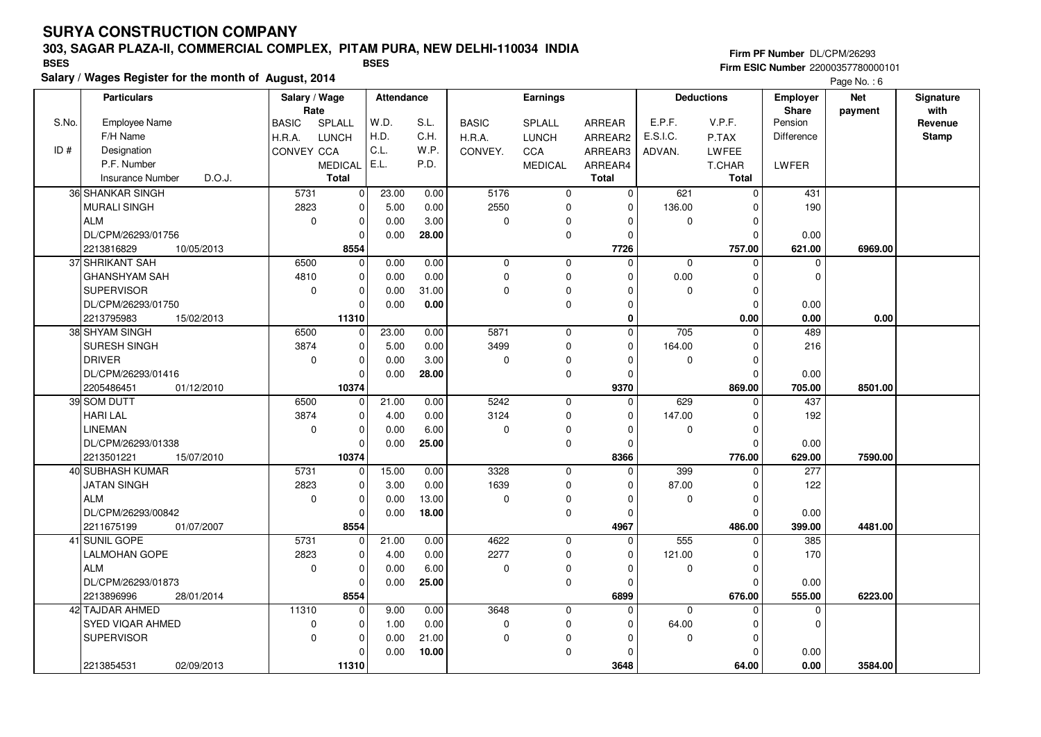# SURYA CONSTRUCTION COMPANY

## 303, SAGAR PLAZA-II, COMMERCIAL COMPLEX, PITAM PURA, NEW DELHI-110034 INDIA

BSES BSES

**Salary / Wages Register for the month of August, 2014**

Firm PF Number DL/CPM/26293
Firm ESIC Number 22000357780000101

| S.No. / ID # | Particulars (Employee Name / F/H Name / Designation / P.F. Number / Insurance Number / D.O.J.) | Salary / Wage Rate: BASIC / H.R.A. / CONVEY | SPLALL / LUNCH / CCA / MEDICAL / Total | Attendance: W.D. / H.D. / C.L. / E.L. | S.L. / C.H. / W.P. / P.D. | Earnings: BASIC / H.R.A. / CONVEY. | SPLALL / LUNCH / CCA / MEDICAL | ARREAR / ARREAR2 / ARREAR3 / ARREAR4 / Total | Deductions: E.P.F. / E.S.I.C. / ADVAN. | V.P.F. / P.TAX / LWFEE / T.CHAR / Total | Employer Share: Pension / Difference / LWFER | Net payment | Signature with Revenue Stamp |
|---|---|---|---|---|---|---|---|---|---|---|---|---|---|
| 36 | SHANKAR SINGH / MURALI SINGH / ALM / DL/CPM/26293/01756 / 2213816829 / 10/05/2013 | 5731 / 2823 / 0 | 0 / 0 / 0 / 0 / 8554 | 23.00 / 5.00 / 0.00 / 0.00 | 0.00 / 0.00 / 3.00 / 28.00 | 5176 / 2550 / 0 | 0 / 0 / 0 / 0 | 0 / 0 / 0 / 0 / 7726 | 621 / 136.00 / 0 | 0 / 0 / 0 / 0 / 757.00 | 431 / 190 / 0.00 / 621.00 | 6969.00 | |
| 37 | SHRIKANT SAH / GHANSHYAM SAH / SUPERVISOR / DL/CPM/26293/01750 / 2213795983 / 15/02/2013 | 6500 / 4810 / 0 | 0 / 0 / 0 / 0 / 11310 | 0.00 / 0.00 / 0.00 / 0.00 | 0.00 / 0.00 / 31.00 / 0.00 | 0 / 0 / 0 | 0 / 0 / 0 / 0 | 0 / 0 / 0 / 0 / 0 | 0 / 0.00 / 0 | 0 / 0 / 0 / 0 / 0.00 | 0 / 0 / 0.00 / 0.00 | 0.00 | |
| 38 | SHYAM SINGH / SURESH SINGH / DRIVER / DL/CPM/26293/01416 / 2205486451 / 01/12/2010 | 6500 / 3874 / 0 | 0 / 0 / 0 / 0 / 10374 | 23.00 / 5.00 / 0.00 / 0.00 | 0.00 / 0.00 / 3.00 / 28.00 | 5871 / 3499 / 0 | 0 / 0 / 0 / 0 | 0 / 0 / 0 / 0 / 9370 | 705 / 164.00 / 0 | 0 / 0 / 0 / 0 / 869.00 | 489 / 216 / 0.00 / 705.00 | 8501.00 | |
| 39 | SOM DUTT / HARI LAL / LINEMAN / DL/CPM/26293/01338 / 2213501221 / 15/07/2010 | 6500 / 3874 / 0 | 0 / 0 / 0 / 0 / 10374 | 21.00 / 4.00 / 0.00 / 0.00 | 0.00 / 0.00 / 6.00 / 25.00 | 5242 / 3124 / 0 | 0 / 0 / 0 / 0 | 0 / 0 / 0 / 0 / 8366 | 629 / 147.00 / 0 | 0 / 0 / 0 / 0 / 776.00 | 437 / 192 / 0.00 / 629.00 | 7590.00 | |
| 40 | SUBHASH KUMAR / JATAN SINGH / ALM / DL/CPM/26293/00842 / 2211675199 / 01/07/2007 | 5731 / 2823 / 0 | 0 / 0 / 0 / 0 / 8554 | 15.00 / 3.00 / 0.00 / 0.00 | 0.00 / 0.00 / 13.00 / 18.00 | 3328 / 1639 / 0 | 0 / 0 / 0 / 0 | 0 / 0 / 0 / 0 / 4967 | 399 / 87.00 / 0 | 0 / 0 / 0 / 0 / 486.00 | 277 / 122 / 0.00 / 399.00 | 4481.00 | |
| 41 | SUNIL GOPE / LALMOHAN GOPE / ALM / DL/CPM/26293/01873 / 2213896996 / 28/01/2014 | 5731 / 2823 / 0 | 0 / 0 / 0 / 0 / 8554 | 21.00 / 4.00 / 0.00 / 0.00 | 0.00 / 0.00 / 6.00 / 25.00 | 4622 / 2277 / 0 | 0 / 0 / 0 / 0 | 0 / 0 / 0 / 0 / 6899 | 555 / 121.00 / 0 | 0 / 0 / 0 / 0 / 676.00 | 385 / 170 / 0.00 / 555.00 | 6223.00 | |
| 42 | TAJDAR AHMED / SYED VIQAR AHMED / SUPERVISOR / 2213854531 / 02/09/2013 | 11310 / 0 / 0 | 0 / 0 / 0 / 0 / 11310 | 9.00 / 1.00 / 0.00 / 0.00 | 0.00 / 0.00 / 21.00 / 10.00 | 3648 / 0 / 0 | 0 / 0 / 0 / 0 | 0 / 0 / 0 / 0 / 3648 | 0 / 64.00 / 0 | 0 / 0 / 0 / 0 / 64.00 | 0 / 0 / 0.00 / 0.00 | 3584.00 | |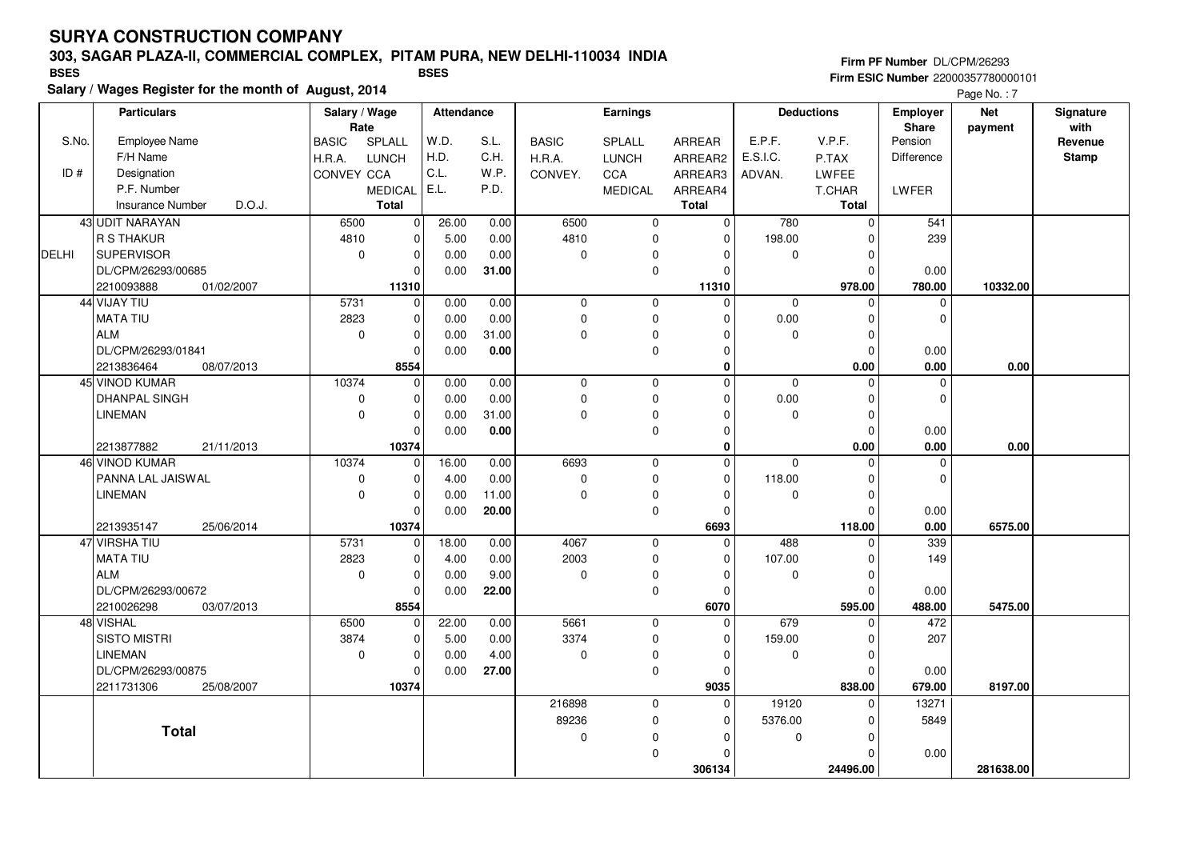# SURYA CONSTRUCTION COMPANY

**303, SAGAR PLAZA-II, COMMERCIAL COMPLEX, PITAM PURA, NEW DELHI-110034 INDIA**

BSES　　　BSES

**Salary / Wages Register for the month of August, 2014**

Firm PF Number DL/CPM/26293
Firm ESIC Number 22000357780000101

| S.No. / ID # | Particulars: Employee Name / F/H Name / Designation / P.F. Number / Insurance Number / D.O.J. | Salary / Wage Rate: BASIC / H.R.A. / CONVEY | Salary / Wage Rate: SPLALL / LUNCH / CCA / MEDICAL / Total | Attendance: W.D. / H.D. / C.L. / E.L. | Attendance: S.L. / C.H. / W.P. / P.D. | Earnings: BASIC / H.R.A. / CONVEY. | Earnings: SPLALL / LUNCH / CCA / MEDICAL | Earnings: ARREAR / ARREAR2 / ARREAR3 / ARREAR4 / Total | Deductions: E.P.F. / E.S.I.C. / ADVAN. | Deductions: V.P.F. / P.TAX / LWFEE / T.CHAR / Total | Employer Share: Pension / Difference / LWFER | Net payment | Signature with Revenue Stamp |
|---|---|---|---|---|---|---|---|---|---|---|---|---|---|
| 43 / DELHI | UDIT NARAYAN / R S THAKUR / SUPERVISOR / DL/CPM/26293/00685 / 2210093888 01/02/2007 | 6500 / 4810 / 0 | 0 / 0 / 0 / 0 / 11310 | 26.00 / 5.00 / 0.00 / 0.00 | 0.00 / 0.00 / 0.00 / 31.00 | 6500 / 4810 / 0 | 0 / 0 / 0 / 0 | 0 / 0 / 0 / 0 / 11310 | 780 / 198.00 / 0 | 0 / 0 / 0 / 0 / 978.00 | 541 / 239 / 0.00 / 780.00 | 10332.00 | |
| 44 | VIJAY TIU / MATA TIU / ALM / DL/CPM/26293/01841 / 2213836464 08/07/2013 | 5731 / 2823 / 0 | 0 / 0 / 0 / 0 / 8554 | 0.00 / 0.00 / 0.00 / 0.00 | 0.00 / 0.00 / 31.00 / 0.00 | 0 / 0 / 0 | 0 / 0 / 0 / 0 | 0 / 0 / 0 / 0 / 0 | 0 / 0.00 / 0 | 0 / 0 / 0 / 0 / 0.00 | 0 / 0 / 0.00 / 0.00 | 0.00 | |
| 45 | VINOD KUMAR / DHANPAL SINGH / LINEMAN / / 2213877882 21/11/2013 | 10374 / 0 / 0 | 0 / 0 / 0 / 0 / 10374 | 0.00 / 0.00 / 0.00 / 0.00 | 0.00 / 0.00 / 31.00 / 0.00 | 0 / 0 / 0 | 0 / 0 / 0 / 0 | 0 / 0 / 0 / 0 / 0 | 0 / 0.00 / 0 | 0 / 0 / 0 / 0 / 0.00 | 0 / 0 / 0.00 / 0.00 | 0.00 | |
| 46 | VINOD KUMAR / PANNA LAL JAISWAL / LINEMAN / / 2213935147 25/06/2014 | 10374 / 0 / 0 | 0 / 0 / 0 / 0 / 10374 | 16.00 / 4.00 / 0.00 / 0.00 | 0.00 / 0.00 / 11.00 / 20.00 | 6693 / 0 / 0 | 0 / 0 / 0 / 0 | 0 / 0 / 0 / 0 / 6693 | 0 / 118.00 / 0 | 0 / 0 / 0 / 0 / 118.00 | 0 / 0 / 0.00 / 0.00 | 6575.00 | |
| 47 | VIRSHA TIU / MATA TIU / ALM / DL/CPM/26293/00672 / 2210026298 03/07/2013 | 5731 / 2823 / 0 | 0 / 0 / 0 / 0 / 8554 | 18.00 / 4.00 / 0.00 / 0.00 | 0.00 / 0.00 / 9.00 / 22.00 | 4067 / 2003 / 0 | 0 / 0 / 0 / 0 | 0 / 0 / 0 / 0 / 6070 | 488 / 107.00 / 0 | 0 / 0 / 0 / 0 / 595.00 | 339 / 149 / 0.00 / 488.00 | 5475.00 | |
| 48 | VISHAL / SISTO MISTRI / LINEMAN / DL/CPM/26293/00875 / 2211731306 25/08/2007 | 6500 / 3874 / 0 | 0 / 0 / 0 / 0 / 10374 | 22.00 / 5.00 / 0.00 / 0.00 | 0.00 / 0.00 / 4.00 / 27.00 | 5661 / 3374 / 0 | 0 / 0 / 0 / 0 | 0 / 0 / 0 / 0 / 9035 | 679 / 159.00 / 0 | 0 / 0 / 0 / 0 / 838.00 | 472 / 207 / 0.00 / 679.00 | 8197.00 | |
| | **Total** | | | | | 216898 / 89236 / 0 | 0 / 0 / 0 / 0 | 0 / 0 / 0 / 0 / 306134 | 19120 / 5376.00 / 0 | 0 / 0 / 0 / 0 / 24496.00 | 13271 / 5849 / 0.00 | 281638.00 | |